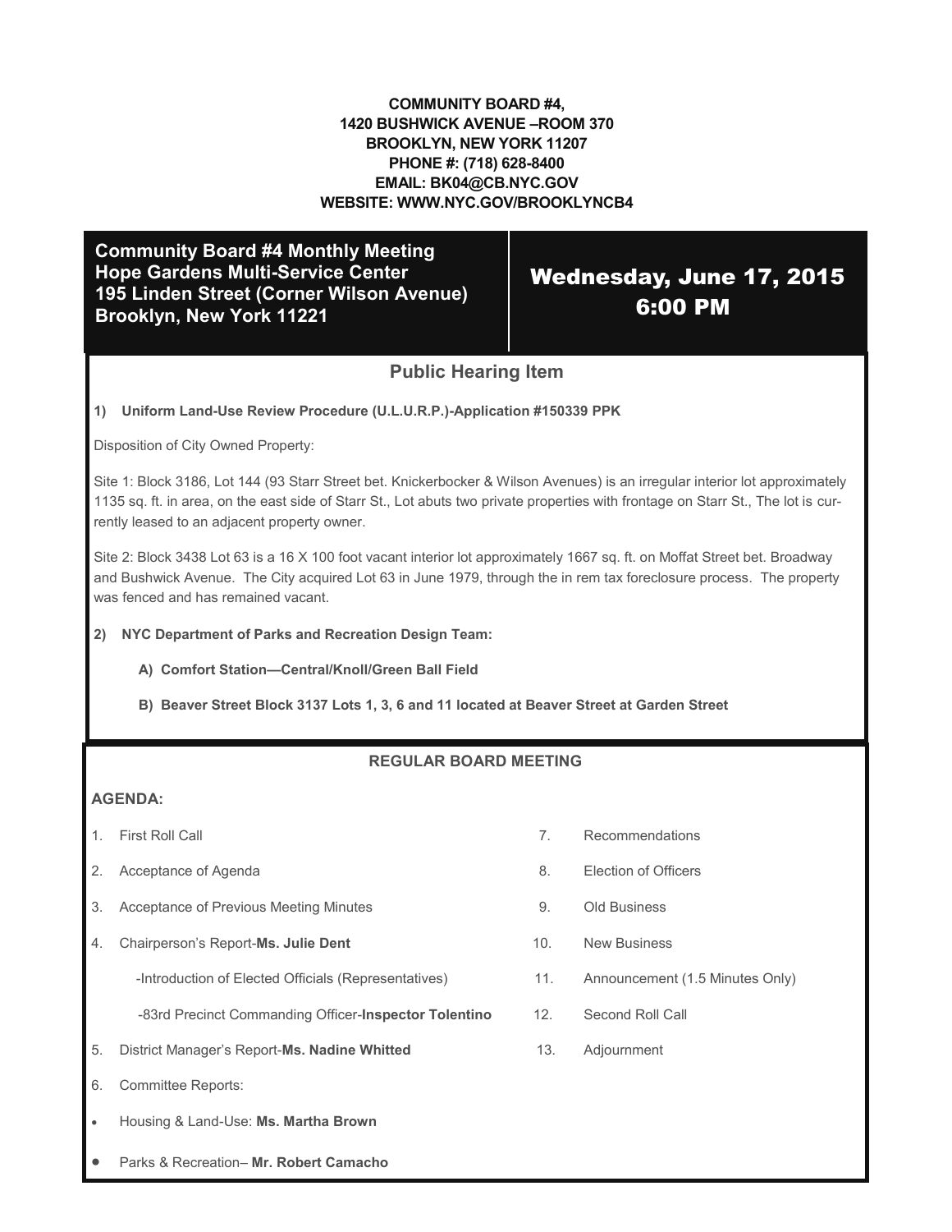**COMMUNITY BOARD #4,**
**1420 BUSHWICK AVENUE –ROOM 370**
**BROOKLYN, NEW YORK 11207**
**PHONE #: (718) 628-8400**
**EMAIL: BK04@CB.NYC.GOV**
**WEBSITE: WWW.NYC.GOV/BROOKLYNCB4**

**Community Board #4 Monthly Meeting**
**Hope Gardens Multi-Service Center**
**195 Linden Street (Corner Wilson Avenue)**
**Brooklyn, New York 11221**

**Wednesday, June 17, 2015**
**6:00 PM**

## Public Hearing Item

**1) Uniform Land-Use Review Procedure (U.L.U.R.P.)-Application #150339 PPK**

Disposition of City Owned Property:

Site 1: Block 3186, Lot 144 (93 Starr Street bet. Knickerbocker & Wilson Avenues) is an irregular interior lot approximately 1135 sq. ft. in area, on the east side of Starr St., Lot abuts two private properties with frontage on Starr St., The lot is currently leased to an adjacent property owner.

Site 2: Block 3438 Lot 63 is a 16 X 100 foot vacant interior lot approximately 1667 sq. ft. on Moffat Street bet. Broadway and Bushwick Avenue. The City acquired Lot 63 in June 1979, through the in rem tax foreclosure process. The property was fenced and has remained vacant.

**2) NYC Department of Parks and Recreation Design Team:**

- **A) Comfort Station—Central/Knoll/Green Ball Field**
- **B) Beaver Street Block 3137 Lots 1, 3, 6 and 11 located at Beaver Street at Garden Street**

## REGULAR BOARD MEETING

**AGENDA:**

1. First Roll Call
2. Acceptance of Agenda
3. Acceptance of Previous Meeting Minutes
4. Chairperson's Report-**Ms. Julie Dent**
   - -Introduction of Elected Officials (Representatives)
   - -83rd Precinct Commanding Officer-**Inspector Tolentino**
5. District Manager's Report-**Ms. Nadine Whitted**
6. Committee Reports:
   - Housing & Land-Use: **Ms. Martha Brown**
   - Parks & Recreation– **Mr. Robert Camacho**
7. Recommendations
8. Election of Officers
9. Old Business
10. New Business
11. Announcement (1.5 Minutes Only)
12. Second Roll Call
13. Adjournment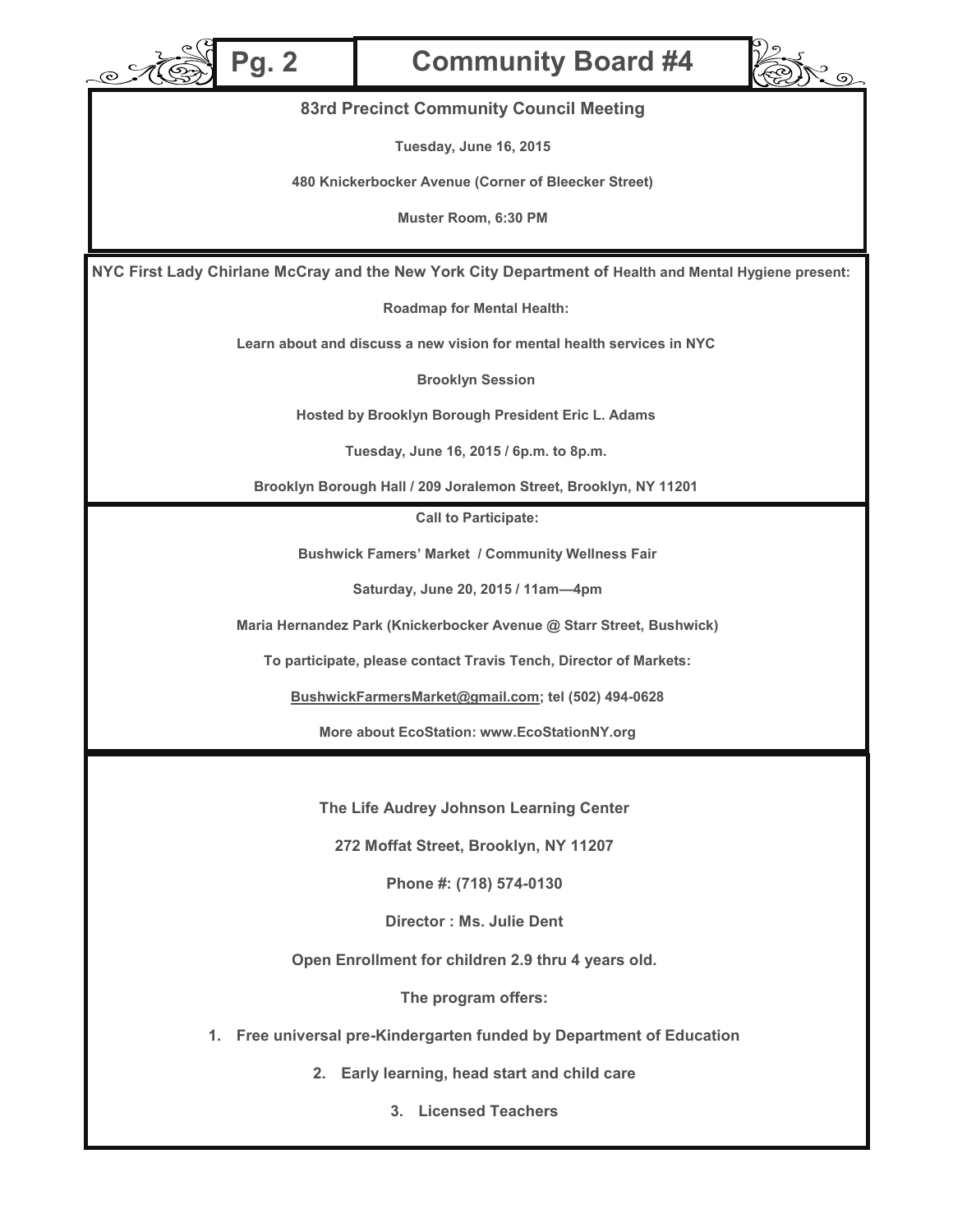**83rd Precinct Community Council Meeting**

**Tuesday, June 16, 2015**

**480 Knickerbocker Avenue (Corner of Bleecker Street)**

**Muster Room, 6:30 PM**

---

**NYC First Lady Chirlane McCray and the New York City Department of Health and Mental Hygiene present:**

**Roadmap for Mental Health:**

**Learn about and discuss a new vision for mental health services in NYC**

**Brooklyn Session**

**Hosted by Brooklyn Borough President Eric L. Adams**

**Tuesday, June 16, 2015 / 6p.m. to 8p.m.**

**Brooklyn Borough Hall / 209 Joralemon Street, Brooklyn, NY 11201**

---

**Call to Participate:**

**Bushwick Famers' Market / Community Wellness Fair**

**Saturday, June 20, 2015 / 11am—4pm**

**Maria Hernandez Park (Knickerbocker Avenue @ Starr Street, Bushwick)**

**To participate, please contact Travis Tench, Director of Markets:**

**BushwickFarmersMarket@gmail.com; tel (502) 494-0628**

**More about EcoStation: www.EcoStationNY.org**

---

**The Life Audrey Johnson Learning Center**

**272 Moffat Street, Brooklyn, NY 11207**

**Phone #: (718) 574-0130**

**Director : Ms. Julie Dent**

**Open Enrollment for children 2.9 thru 4 years old.**

**The program offers:**

1. **Free universal pre-Kindergarten funded by Department of Education**
2. **Early learning, head start and child care**
3. **Licensed Teachers**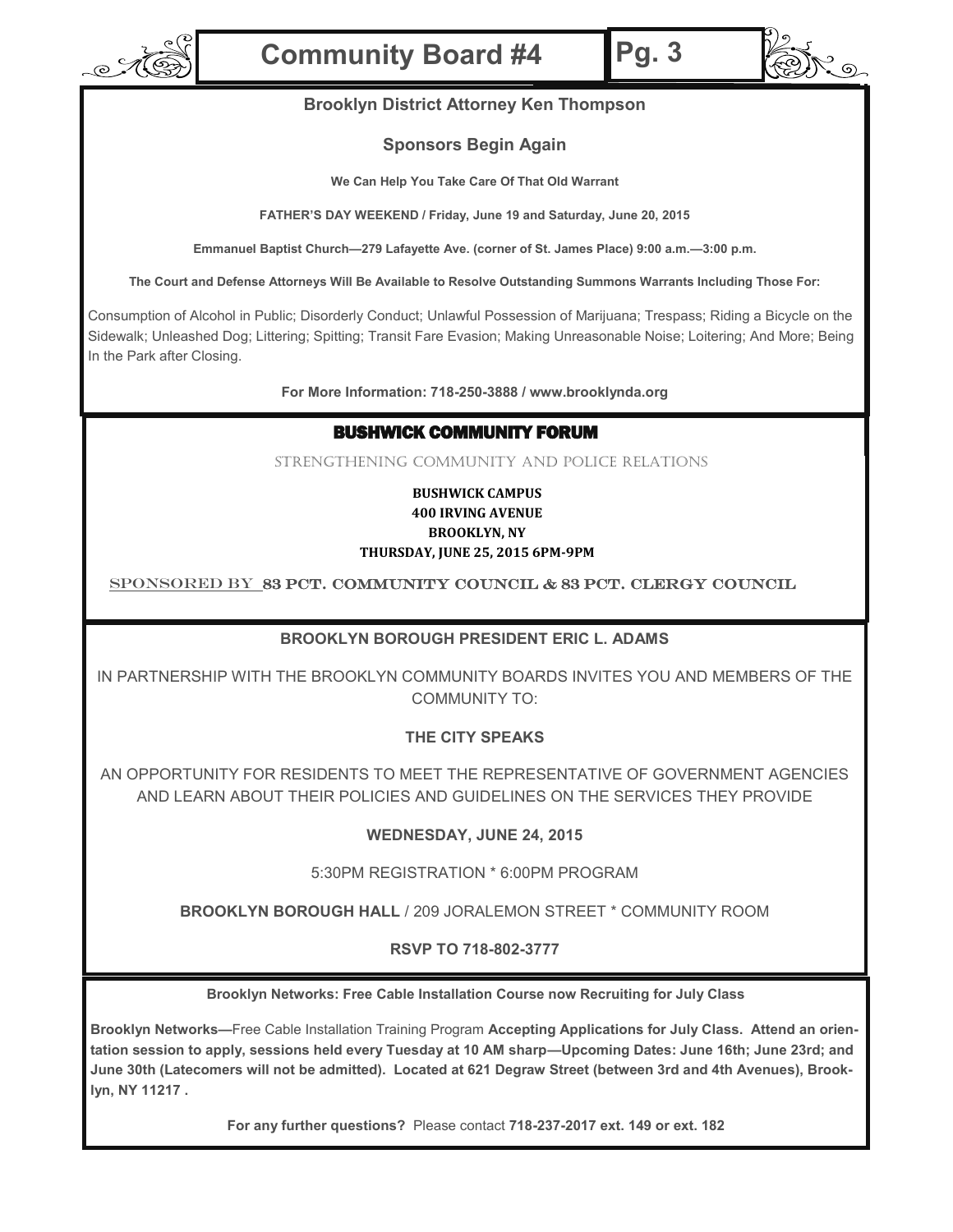# Community Board #4

### Brooklyn District Attorney Ken Thompson

### Sponsors Begin Again

**We Can Help You Take Care Of That Old Warrant**

**FATHER'S DAY WEEKEND / Friday, June 19 and Saturday, June 20, 2015**

**Emmanuel Baptist Church—279 Lafayette Ave. (corner of St. James Place) 9:00 a.m.—3:00 p.m.**

**The Court and Defense Attorneys Will Be Available to Resolve Outstanding Summons Warrants Including Those For:**

Consumption of Alcohol in Public; Disorderly Conduct; Unlawful Possession of Marijuana; Trespass; Riding a Bicycle on the Sidewalk; Unleashed Dog; Littering; Spitting; Transit Fare Evasion; Making Unreasonable Noise; Loitering; And More; Being In the Park after Closing.

**For More Information: 718-250-3888 / www.brooklynda.org**

---

### BUSHWICK COMMUNITY FORUM

STRENGTHENING COMMUNITY AND POLICE RELATIONS

**BUSHWICK CAMPUS**
**400 IRVING AVENUE**
**BROOKLYN, NY**
**THURSDAY, JUNE 25, 2015 6PM-9PM**

SPONSORED BY **83 PCT. COMMUNITY COUNCIL & 83 PCT. CLERGY COUNCIL**

---

### BROOKLYN BOROUGH PRESIDENT ERIC L. ADAMS

IN PARTNERSHIP WITH THE BROOKLYN COMMUNITY BOARDS INVITES YOU AND MEMBERS OF THE COMMUNITY TO:

**THE CITY SPEAKS**

AN OPPORTUNITY FOR RESIDENTS TO MEET THE REPRESENTATIVE OF GOVERNMENT AGENCIES AND LEARN ABOUT THEIR POLICIES AND GUIDELINES ON THE SERVICES THEY PROVIDE

**WEDNESDAY, JUNE 24, 2015**

5:30PM REGISTRATION * 6:00PM PROGRAM

**BROOKLYN BOROUGH HALL** / 209 JORALEMON STREET * COMMUNITY ROOM

**RSVP TO 718-802-3777**

---

**Brooklyn Networks: Free Cable Installation Course now Recruiting for July Class**

**Brooklyn Networks—**Free Cable Installation Training Program **Accepting Applications for July Class. Attend an orientation session to apply, sessions held every Tuesday at 10 AM sharp—Upcoming Dates: June 16th; June 23rd; and June 30th (Latecomers will not be admitted). Located at 621 Degraw Street (between 3rd and 4th Avenues), Brooklyn, NY 11217 .**

**For any further questions?** Please contact **718-237-2017 ext. 149 or ext. 182**